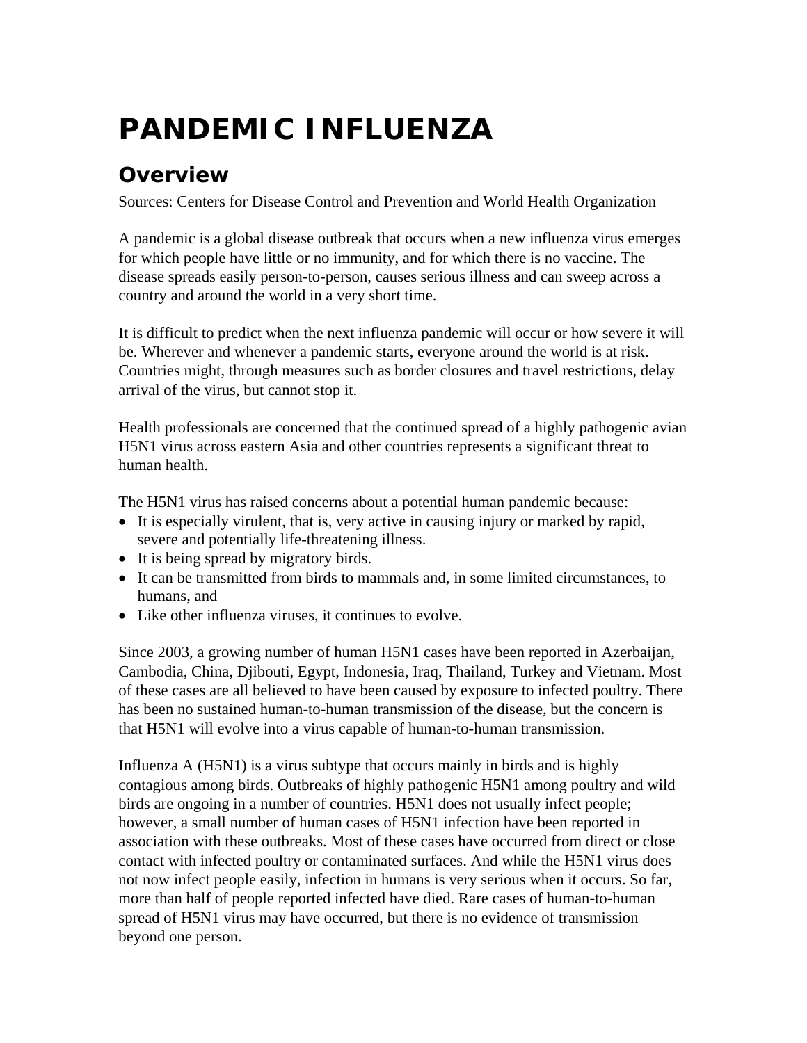# PANDEMIC INFLUENZA

## Overview

Sources: Centers for Disease Control and Prevention and World Health Organization

A pandemic is a global disease outbreak that occurs when a new influenza virus emerges for which people have little or no immunity, and for which there is no vaccine. The disease spreads easily person-to-person, causes serious illness and can sweep across a country and around the world in a very short time.

It is difficult to predict when the next influenza pandemic will occur or how severe it will be. Wherever and whenever a pandemic starts, everyone around the world is at risk. Countries might, through measures such as border closures and travel restrictions, delay arrival of the virus, but cannot stop it.

Health professionals are concerned that the continued spread of a highly pathogenic avian H5N1 virus across eastern Asia and other countries represents a significant threat to human health.

The H5N1 virus has raised concerns about a potential human pandemic because:

- It is especially virulent, that is, very active in causing injury or marked by rapid, severe and potentially life-threatening illness.
- It is being spread by migratory birds.
- It can be transmitted from birds to mammals and, in some limited circumstances, to humans, and
- Like other influenza viruses, it continues to evolve.

Since 2003, a growing number of human H5N1 cases have been reported in Azerbaijan, Cambodia, China, Djibouti, Egypt, Indonesia, Iraq, Thailand, Turkey and Vietnam. Most of these cases are all believed to have been caused by exposure to infected poultry. There has been no sustained human-to-human transmission of the disease, but the concern is that H5N1 will evolve into a virus capable of human-to-human transmission.

Influenza A (H5N1) is a virus subtype that occurs mainly in birds and is highly contagious among birds. Outbreaks of highly pathogenic H5N1 among poultry and wild birds are ongoing in a number of countries. H5N1 does not usually infect people; however, a small number of human cases of H5N1 infection have been reported in association with these outbreaks. Most of these cases have occurred from direct or close contact with infected poultry or contaminated surfaces. And while the H5N1 virus does not now infect people easily, infection in humans is very serious when it occurs. So far, more than half of people reported infected have died. Rare cases of human-to-human spread of H5N1 virus may have occurred, but there is no evidence of transmission beyond one person.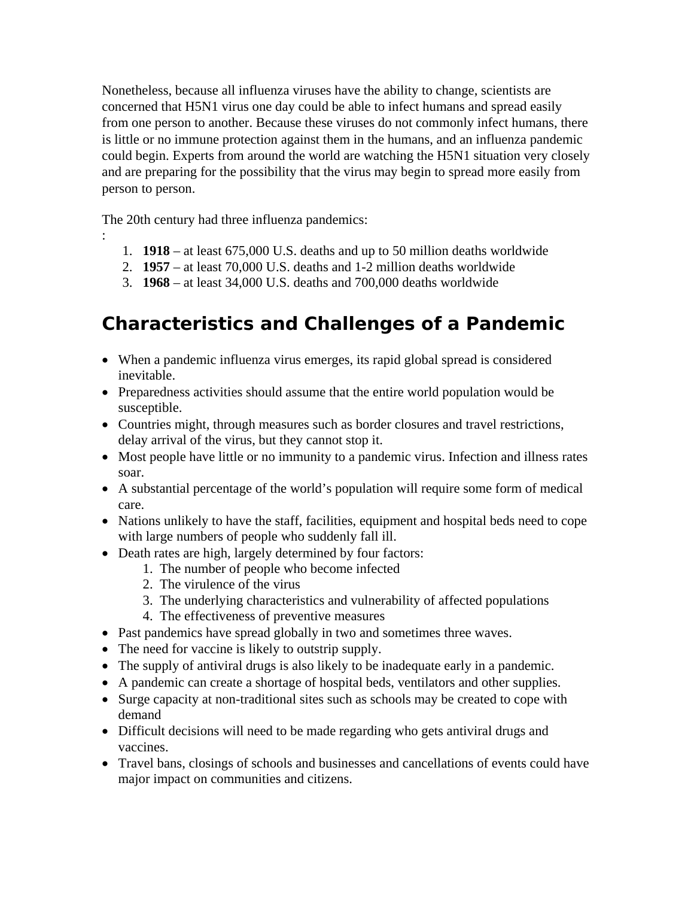Nonetheless, because all influenza viruses have the ability to change, scientists are concerned that H5N1 virus one day could be able to infect humans and spread easily from one person to another. Because these viruses do not commonly infect humans, there is little or no immune protection against them in the humans, and an influenza pandemic could begin. Experts from around the world are watching the H5N1 situation very closely and are preparing for the possibility that the virus may begin to spread more easily from person to person.

The 20th century had three influenza pandemics:

:

1. **1918** – at least 675,000 U.S. deaths and up to 50 million deaths worldwide
2. **1957** – at least 70,000 U.S. deaths and 1-2 million deaths worldwide
3. **1968** – at least 34,000 U.S. deaths and 700,000 deaths worldwide

## Characteristics and Challenges of a Pandemic

- When a pandemic influenza virus emerges, its rapid global spread is considered inevitable.
- Preparedness activities should assume that the entire world population would be susceptible.
- Countries might, through measures such as border closures and travel restrictions, delay arrival of the virus, but they cannot stop it.
- Most people have little or no immunity to a pandemic virus. Infection and illness rates soar.
- A substantial percentage of the world's population will require some form of medical care.
- Nations unlikely to have the staff, facilities, equipment and hospital beds need to cope with large numbers of people who suddenly fall ill.
- Death rates are high, largely determined by four factors:
  1. The number of people who become infected
  2. The virulence of the virus
  3. The underlying characteristics and vulnerability of affected populations
  4. The effectiveness of preventive measures
- Past pandemics have spread globally in two and sometimes three waves.
- The need for vaccine is likely to outstrip supply.
- The supply of antiviral drugs is also likely to be inadequate early in a pandemic.
- A pandemic can create a shortage of hospital beds, ventilators and other supplies.
- Surge capacity at non-traditional sites such as schools may be created to cope with demand
- Difficult decisions will need to be made regarding who gets antiviral drugs and vaccines.
- Travel bans, closings of schools and businesses and cancellations of events could have major impact on communities and citizens.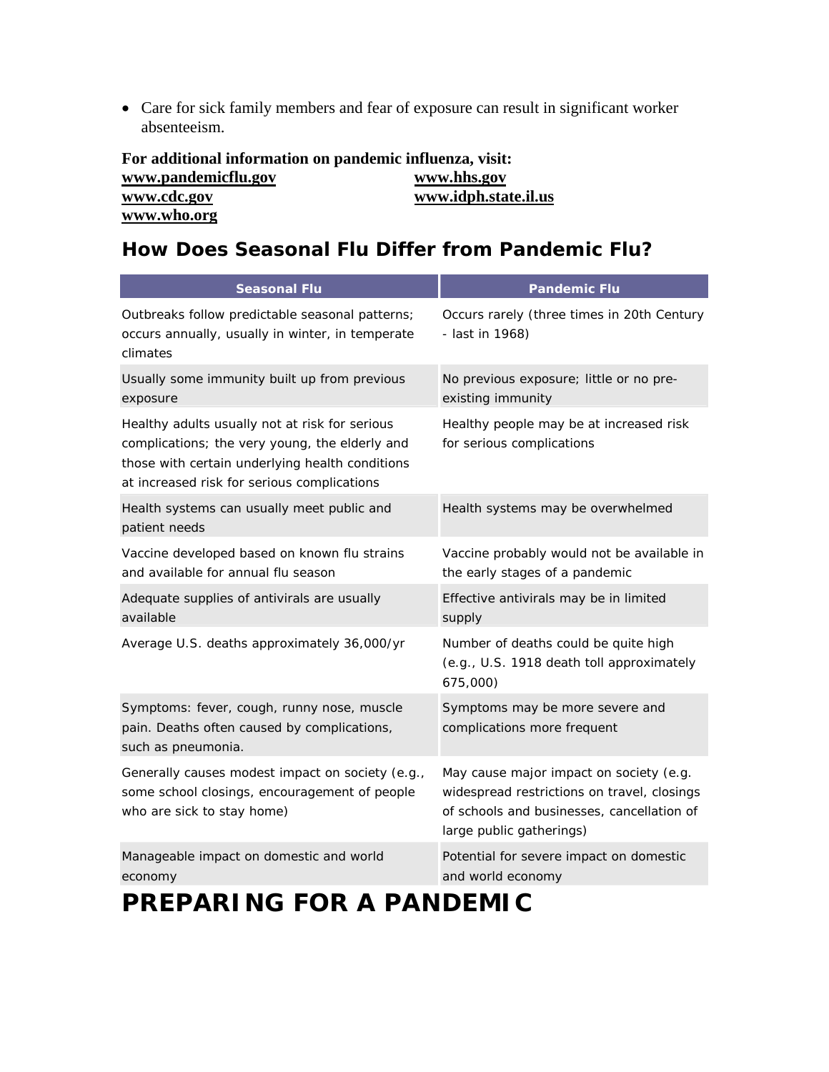- Care for sick family members and fear of exposure can result in significant worker absenteeism.

**For additional information on pandemic influenza, visit:**

**www.pandemicflu.gov**
**www.hhs.gov**
**www.cdc.gov**
**www.idph.state.il.us**
**www.who.org**

## How Does Seasonal Flu Differ from Pandemic Flu?

| Seasonal Flu | Pandemic Flu |
|---|---|
| Outbreaks follow predictable seasonal patterns; occurs annually, usually in winter, in temperate climates | Occurs rarely (three times in 20th Century - last in 1968) |
| Usually some immunity built up from previous exposure | No previous exposure; little or no pre-existing immunity |
| Healthy adults usually not at risk for serious complications; the very young, the elderly and those with certain underlying health conditions at increased risk for serious complications | Healthy people may be at increased risk for serious complications |
| Health systems can usually meet public and patient needs | Health systems may be overwhelmed |
| Vaccine developed based on known flu strains and available for annual flu season | Vaccine probably would not be available in the early stages of a pandemic |
| Adequate supplies of antivirals are usually available | Effective antivirals may be in limited supply |
| Average U.S. deaths approximately 36,000/yr | Number of deaths could be quite high (e.g., U.S. 1918 death toll approximately 675,000) |
| Symptoms: fever, cough, runny nose, muscle pain. Deaths often caused by complications, such as pneumonia. | Symptoms may be more severe and complications more frequent |
| Generally causes modest impact on society (e.g., some school closings, encouragement of people who are sick to stay home) | May cause major impact on society (e.g. widespread restrictions on travel, closings of schools and businesses, cancellation of large public gatherings) |
| Manageable impact on domestic and world economy | Potential for severe impact on domestic and world economy |

# PREPARING FOR A PANDEMIC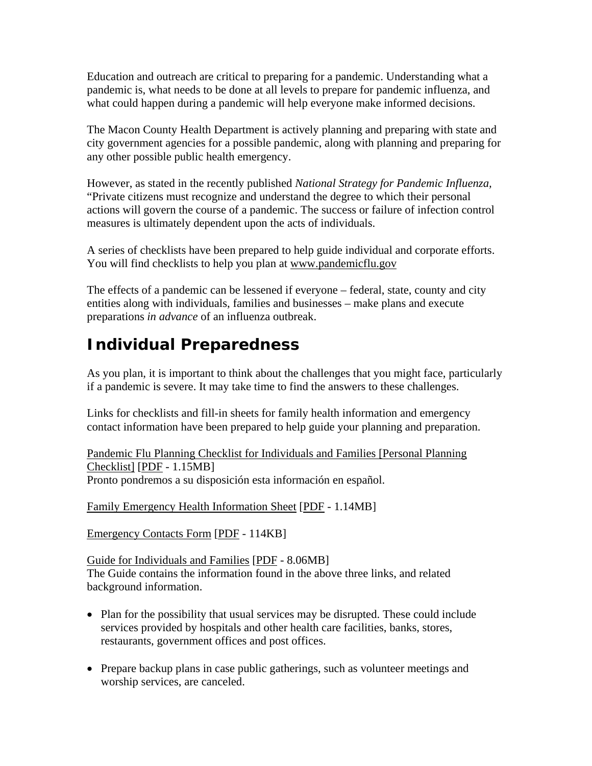Education and outreach are critical to preparing for a pandemic. Understanding what a pandemic is, what needs to be done at all levels to prepare for pandemic influenza, and what could happen during a pandemic will help everyone make informed decisions.

The Macon County Health Department is actively planning and preparing with state and city government agencies for a possible pandemic, along with planning and preparing for any other possible public health emergency.

However, as stated in the recently published *National Strategy for Pandemic Influenza,* "Private citizens must recognize and understand the degree to which their personal actions will govern the course of a pandemic. The success or failure of infection control measures is ultimately dependent upon the acts of individuals.

A series of checklists have been prepared to help guide individual and corporate efforts. You will find checklists to help you plan at www.pandemicflu.gov

The effects of a pandemic can be lessened if everyone – federal, state, county and city entities along with individuals, families and businesses – make plans and execute preparations *in advance* of an influenza outbreak.

## Individual Preparedness

As you plan, it is important to think about the challenges that you might face, particularly if a pandemic is severe. It may take time to find the answers to these challenges.

Links for checklists and fill-in sheets for family health information and emergency contact information have been prepared to help guide your planning and preparation.

Pandemic Flu Planning Checklist for Individuals and Families [Personal Planning Checklist] [PDF - 1.15MB]
Pronto pondremos a su disposición esta información en español.

Family Emergency Health Information Sheet [PDF - 1.14MB]

Emergency Contacts Form [PDF - 114KB]

Guide for Individuals and Families [PDF - 8.06MB]
The Guide contains the information found in the above three links, and related background information.

- Plan for the possibility that usual services may be disrupted. These could include services provided by hospitals and other health care facilities, banks, stores, restaurants, government offices and post offices.

- Prepare backup plans in case public gatherings, such as volunteer meetings and worship services, are canceled.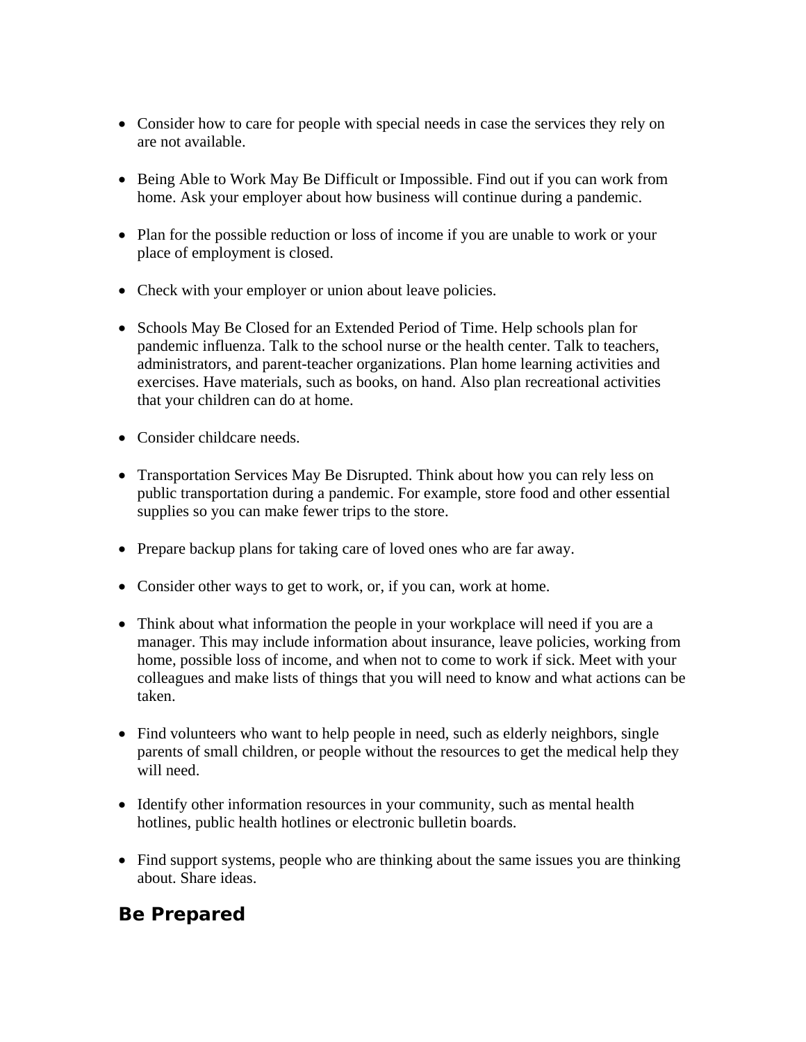- Consider how to care for people with special needs in case the services they rely on are not available.

- Being Able to Work May Be Difficult or Impossible. Find out if you can work from home. Ask your employer about how business will continue during a pandemic.

- Plan for the possible reduction or loss of income if you are unable to work or your place of employment is closed.

- Check with your employer or union about leave policies.

- Schools May Be Closed for an Extended Period of Time. Help schools plan for pandemic influenza. Talk to the school nurse or the health center. Talk to teachers, administrators, and parent-teacher organizations. Plan home learning activities and exercises. Have materials, such as books, on hand. Also plan recreational activities that your children can do at home.

- Consider childcare needs.

- Transportation Services May Be Disrupted. Think about how you can rely less on public transportation during a pandemic. For example, store food and other essential supplies so you can make fewer trips to the store.

- Prepare backup plans for taking care of loved ones who are far away.

- Consider other ways to get to work, or, if you can, work at home.

- Think about what information the people in your workplace will need if you are a manager. This may include information about insurance, leave policies, working from home, possible loss of income, and when not to come to work if sick. Meet with your colleagues and make lists of things that you will need to know and what actions can be taken.

- Find volunteers who want to help people in need, such as elderly neighbors, single parents of small children, or people without the resources to get the medical help they will need.

- Identify other information resources in your community, such as mental health hotlines, public health hotlines or electronic bulletin boards.

- Find support systems, people who are thinking about the same issues you are thinking about. Share ideas.

## Be Prepared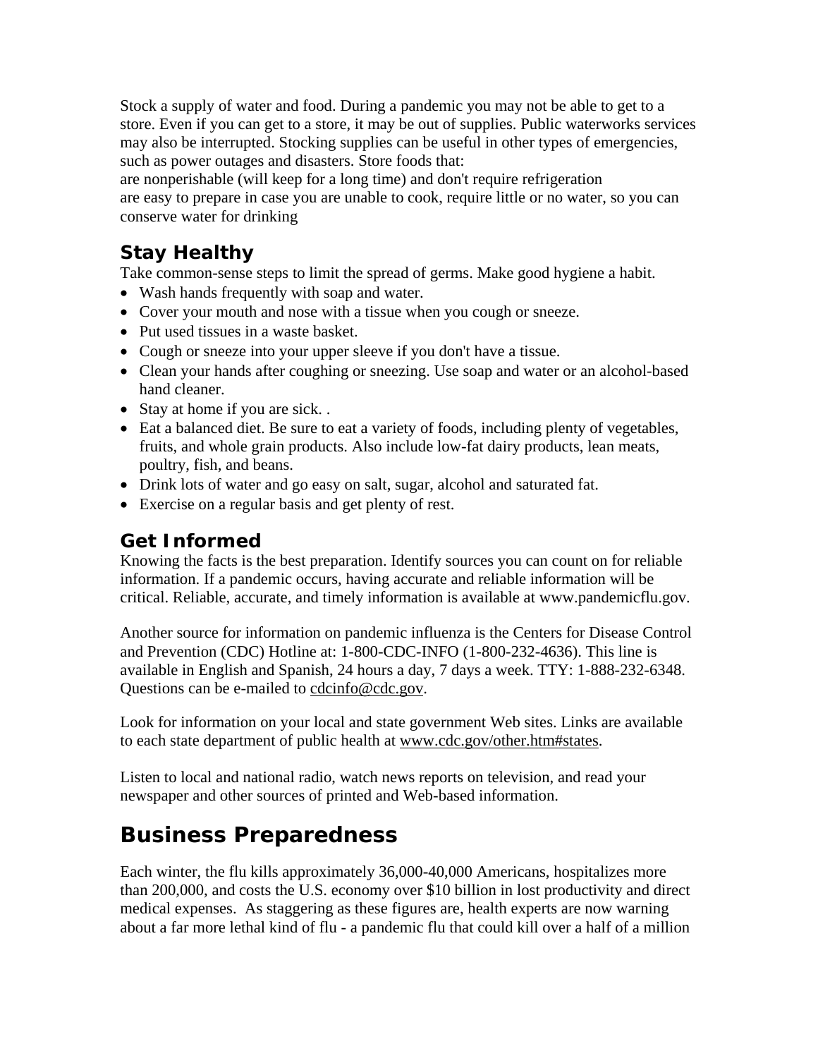Stock a supply of water and food. During a pandemic you may not be able to get to a store. Even if you can get to a store, it may be out of supplies. Public waterworks services may also be interrupted. Stocking supplies can be useful in other types of emergencies, such as power outages and disasters. Store foods that:
are nonperishable (will keep for a long time) and don't require refrigeration
are easy to prepare in case you are unable to cook, require little or no water, so you can conserve water for drinking

### Stay Healthy

Take common-sense steps to limit the spread of germs. Make good hygiene a habit.

- Wash hands frequently with soap and water.
- Cover your mouth and nose with a tissue when you cough or sneeze.
- Put used tissues in a waste basket.
- Cough or sneeze into your upper sleeve if you don't have a tissue.
- Clean your hands after coughing or sneezing. Use soap and water or an alcohol-based hand cleaner.
- Stay at home if you are sick. .
- Eat a balanced diet. Be sure to eat a variety of foods, including plenty of vegetables, fruits, and whole grain products. Also include low-fat dairy products, lean meats, poultry, fish, and beans.
- Drink lots of water and go easy on salt, sugar, alcohol and saturated fat.
- Exercise on a regular basis and get plenty of rest.

### Get Informed

Knowing the facts is the best preparation. Identify sources you can count on for reliable information. If a pandemic occurs, having accurate and reliable information will be critical. Reliable, accurate, and timely information is available at www.pandemicflu.gov.

Another source for information on pandemic influenza is the Centers for Disease Control and Prevention (CDC) Hotline at: 1-800-CDC-INFO (1-800-232-4636). This line is available in English and Spanish, 24 hours a day, 7 days a week. TTY: 1-888-232-6348. Questions can be e-mailed to cdcinfo@cdc.gov.

Look for information on your local and state government Web sites. Links are available to each state department of public health at www.cdc.gov/other.htm#states.

Listen to local and national radio, watch news reports on television, and read your newspaper and other sources of printed and Web-based information.

## Business Preparedness

Each winter, the flu kills approximately 36,000-40,000 Americans, hospitalizes more than 200,000, and costs the U.S. economy over $10 billion in lost productivity and direct medical expenses. As staggering as these figures are, health experts are now warning about a far more lethal kind of flu - a pandemic flu that could kill over a half of a million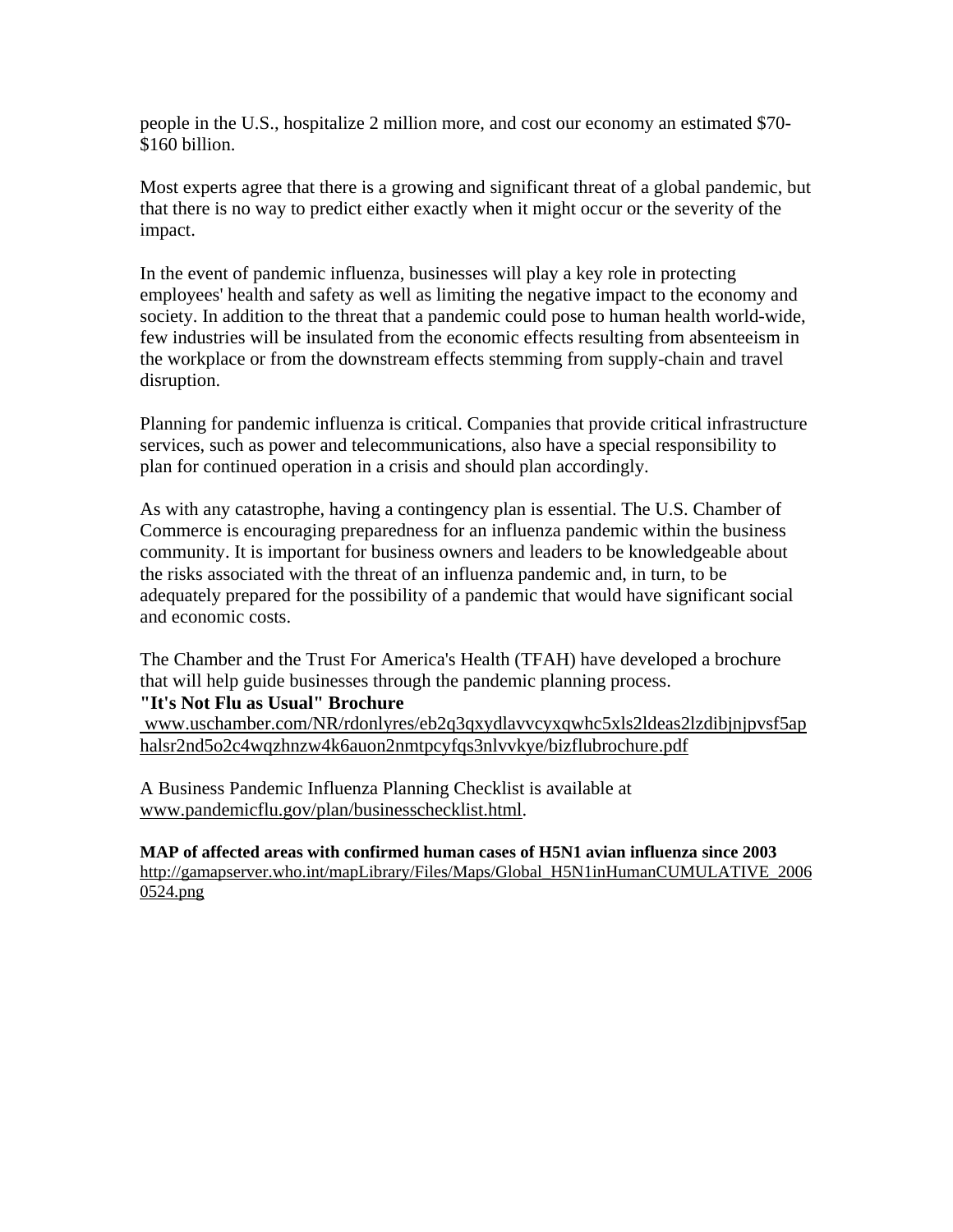people in the U.S., hospitalize 2 million more, and cost our economy an estimated $70-$160 billion.

Most experts agree that there is a growing and significant threat of a global pandemic, but that there is no way to predict either exactly when it might occur or the severity of the impact.

In the event of pandemic influenza, businesses will play a key role in protecting employees' health and safety as well as limiting the negative impact to the economy and society. In addition to the threat that a pandemic could pose to human health world-wide, few industries will be insulated from the economic effects resulting from absenteeism in the workplace or from the downstream effects stemming from supply-chain and travel disruption.

Planning for pandemic influenza is critical. Companies that provide critical infrastructure services, such as power and telecommunications, also have a special responsibility to plan for continued operation in a crisis and should plan accordingly.

As with any catastrophe, having a contingency plan is essential. The U.S. Chamber of Commerce is encouraging preparedness for an influenza pandemic within the business community. It is important for business owners and leaders to be knowledgeable about the risks associated with the threat of an influenza pandemic and, in turn, to be adequately prepared for the possibility of a pandemic that would have significant social and economic costs.

The Chamber and the Trust For America's Health (TFAH) have developed a brochure that will help guide businesses through the pandemic planning process.

**"It's Not Flu as Usual" Brochure**

www.uschamber.com/NR/rdonlyres/eb2q3qxydlavvcyxqwhc5xls2ldeas2lzdibjnjpvsf5aphalsr2nd5o2c4wqzhnzw4k6auon2nmtpcyfqs3nlvvkye/bizflubrochure.pdf

A Business Pandemic Influenza Planning Checklist is available at www.pandemicflu.gov/plan/businesschecklist.html.

**MAP of affected areas with confirmed human cases of H5N1 avian influenza since 2003**

http://gamapserver.who.int/mapLibrary/Files/Maps/Global_H5N1inHumanCUMULATIVE_20060524.png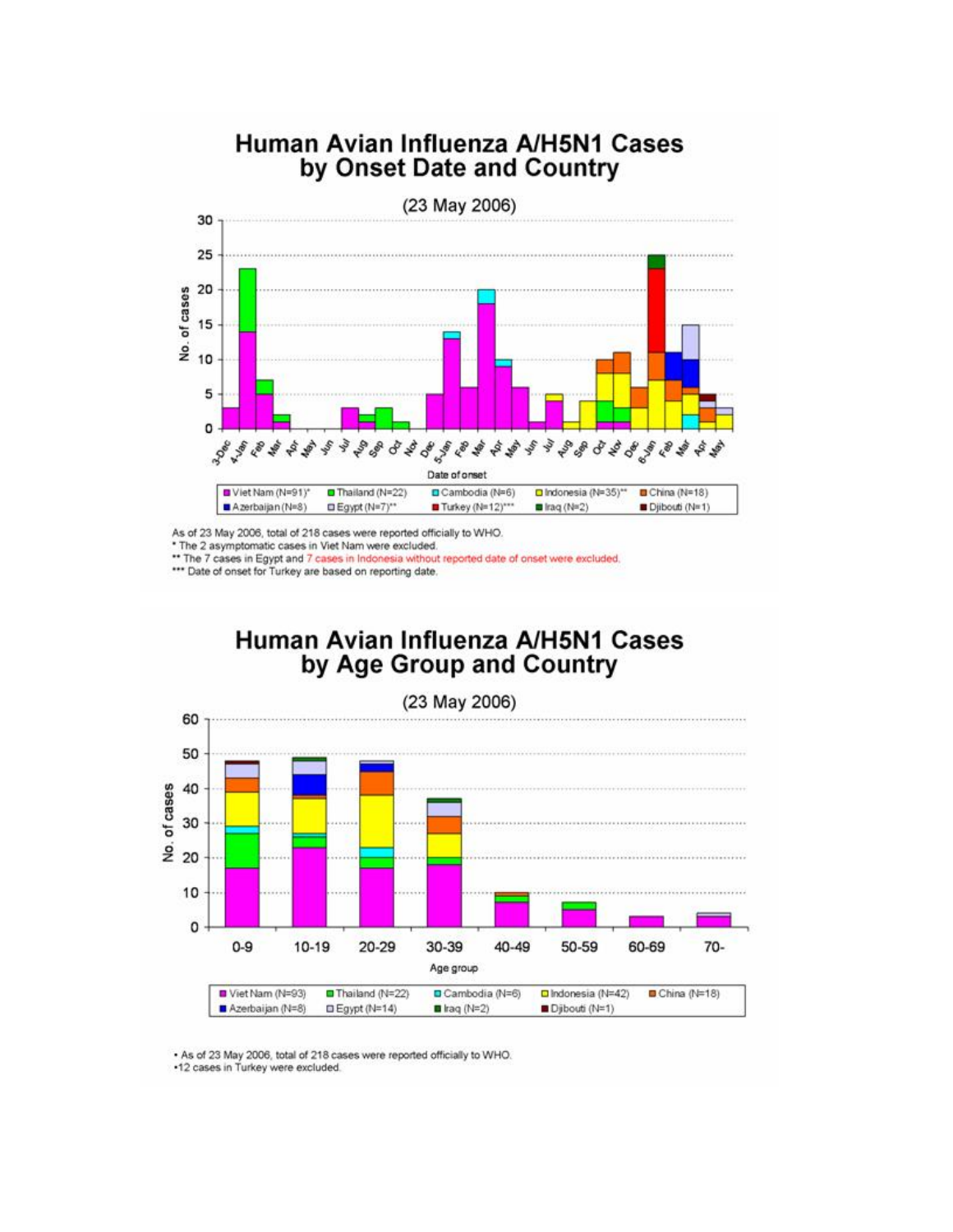## Human Avian Influenza A/H5N1 Cases by Onset Date and Country

(23 May 2006)

As of 23 May 2006, total of 218 cases were reported officially to WHO.
* The 2 asymptomatic cases in Viet Nam were excluded.
** The 7 cases in Egypt and 7 cases in Indonesia without reported date of onset were excluded.
*** Date of onset for Turkey are based on reporting date.

## Human Avian Influenza A/H5N1 Cases by Age Group and Country

(23 May 2006)

- As of 23 May 2006, total of 218 cases were reported officially to WHO.
- 12 cases in Turkey were excluded.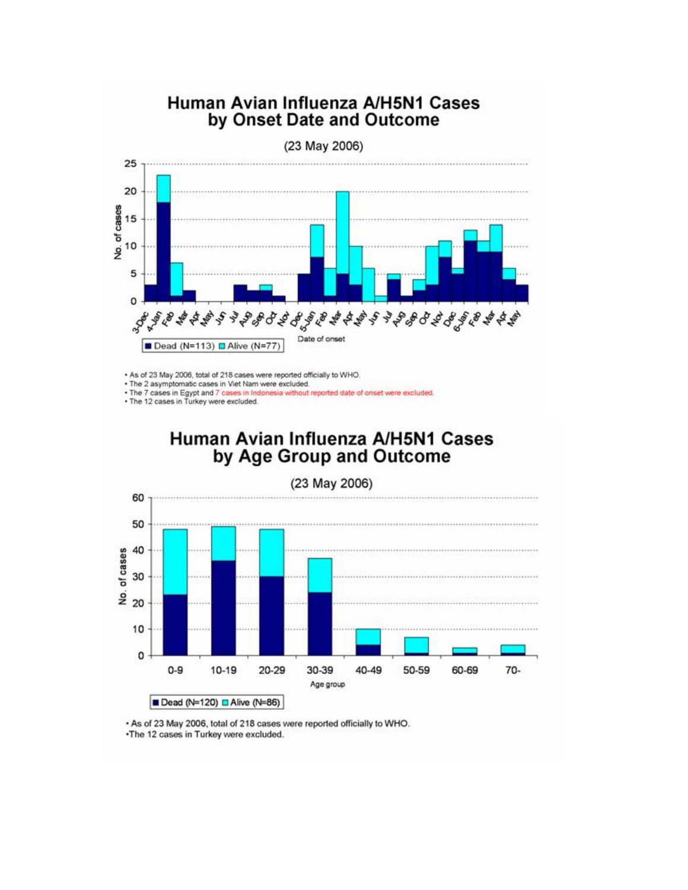## Human Avian Influenza A/H5N1 Cases by Onset Date and Outcome

(23 May 2006)

No. of cases

0
5
10
15
20
25

3-Dec 4-Jan Feb Mar Apr May Jun Jul Aug Sep Oct Nov Dec 5-Jan Feb Mar Apr May Jun Jul Aug Sep Oct Nov Dec 6-Jan Feb Mar Apr May

Date of onset

■ Dead (N=113) □ Alive (N=77)

- As of 23 May 2006, total of 218 cases were reported officially to WHO.
- The 2 asymptomatic cases in Viet Nam were excluded.
- The 7 cases in Egypt and 7 cases in Indonesia without reported date of onset were excluded.
- The 12 cases in Turkey were excluded.

## Human Avian Influenza A/H5N1 Cases by Age Group and Outcome

(23 May 2006)

No. of cases

0
10
20
30
40
50
60

0-9 10-19 20-29 30-39 40-49 50-59 60-69 70-

Age group

■ Dead (N=120) □ Alive (N=86)

- As of 23 May 2006, total of 218 cases were reported officially to WHO.
- The 12 cases in Turkey were excluded.